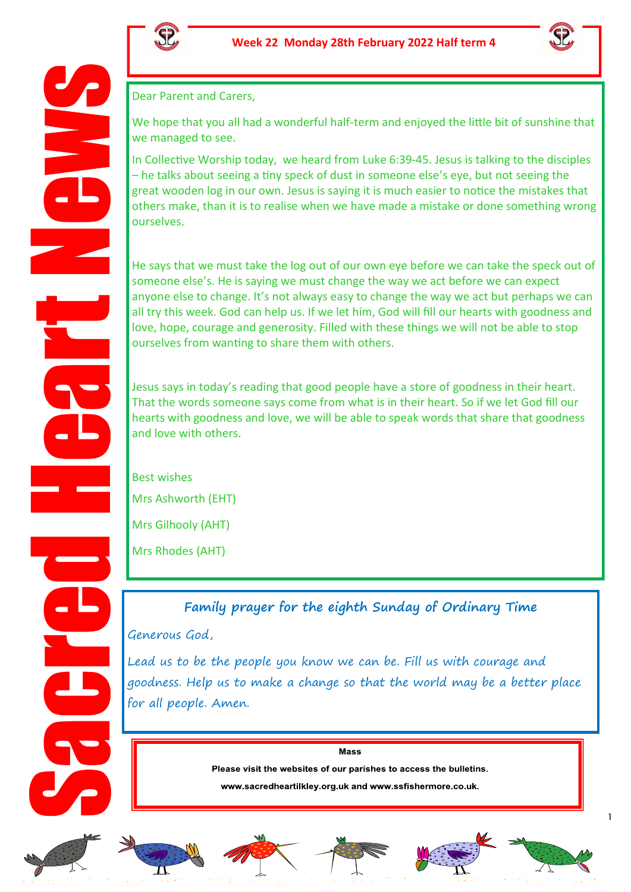# Sacred Heart News

**Week 22 Monday 28th February 2022 Half term 4**

Dear Parent and Carers,

We hope that you all had a wonderful half-term and enjoyed the little bit of sunshine that we managed to see.

In Collective Worship today, we heard from Luke 6:39-45. Jesus is talking to the disciples – he talks about seeing a tiny speck of dust in someone else's eye, but not seeing the great wooden log in our own. Jesus is saying it is much easier to notice the mistakes that others make, than it is to realise when we have made a mistake or done something wrong ourselves.

He says that we must take the log out of our own eye before we can take the speck out of someone else's. He is saying we must change the way we act before we can expect anyone else to change. It's not always easy to change the way we act but perhaps we can all try this week. God can help us. If we let him, God will fill our hearts with goodness and love, hope, courage and generosity. Filled with these things we will not be able to stop ourselves from wanting to share them with others.

Jesus says in today's reading that good people have a store of goodness in their heart. That the words someone says come from what is in their heart. So if we let God fill our hearts with goodness and love, we will be able to speak words that share that goodness and love with others.

Best wishes

Mrs Ashworth (EHT)

Mrs Gilhooly (AHT)

Mrs Rhodes (AHT)

## Family prayer for the eighth Sunday of Ordinary Time

*Generous God,*

*Lead us to be the people you know we can be. Fill us with courage and goodness. Help us to make a change so that the world may be a better place for all people. Amen.*

**Mass**

**Please visit the websites of our parishes to access the bulletins.**

**www.sacredheartilkley.org.uk and www.ssfishermore.co.uk.**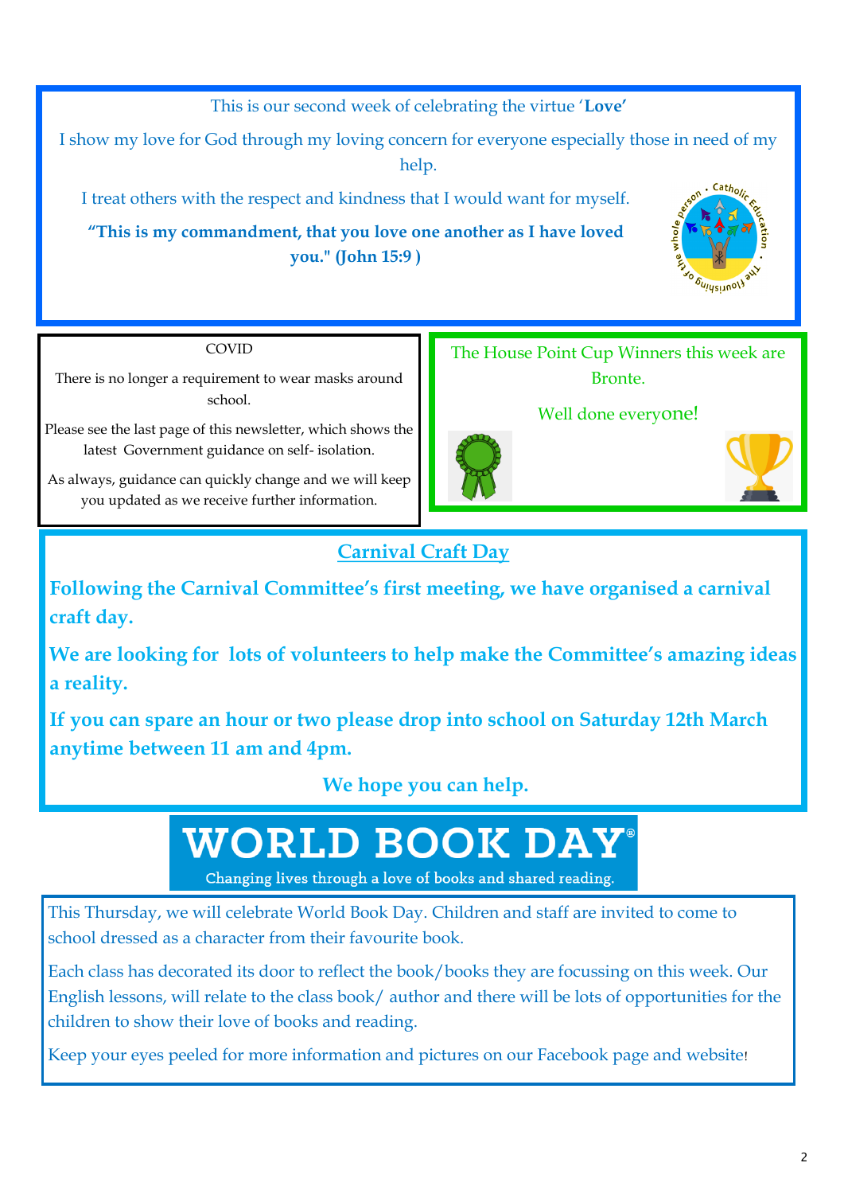This is our second week of celebrating the virtue '**Love**'

I show my love for God through my loving concern for everyone especially those in need of my help.

I treat others with the respect and kindness that I would want for myself.

**"This is my commandment, that you love one another as I have loved you." (John 15:9 )**

COVID

There is no longer a requirement to wear masks around school.

Please see the last page of this newsletter, which shows the latest Government guidance on self- isolation.

As always, guidance can quickly change and we will keep you updated as we receive further information.

The House Point Cup Winners this week are Bronte.

Well done everyone!

## Carnival Craft Day

**Following the Carnival Committee's first meeting, we have organised a carnival craft day.**

**We are looking for lots of volunteers to help make the Committee's amazing ideas a reality.**

**If you can spare an hour or two please drop into school on Saturday 12th March anytime between 11 am and 4pm.**

**We hope you can help.**

# WORLD BOOK DAY®

Changing lives through a love of books and shared reading.

This Thursday, we will celebrate World Book Day. Children and staff are invited to come to school dressed as a character from their favourite book.

Each class has decorated its door to reflect the book/books they are focussing on this week. Our English lessons, will relate to the class book/ author and there will be lots of opportunities for the children to show their love of books and reading.

Keep your eyes peeled for more information and pictures on our Facebook page and website!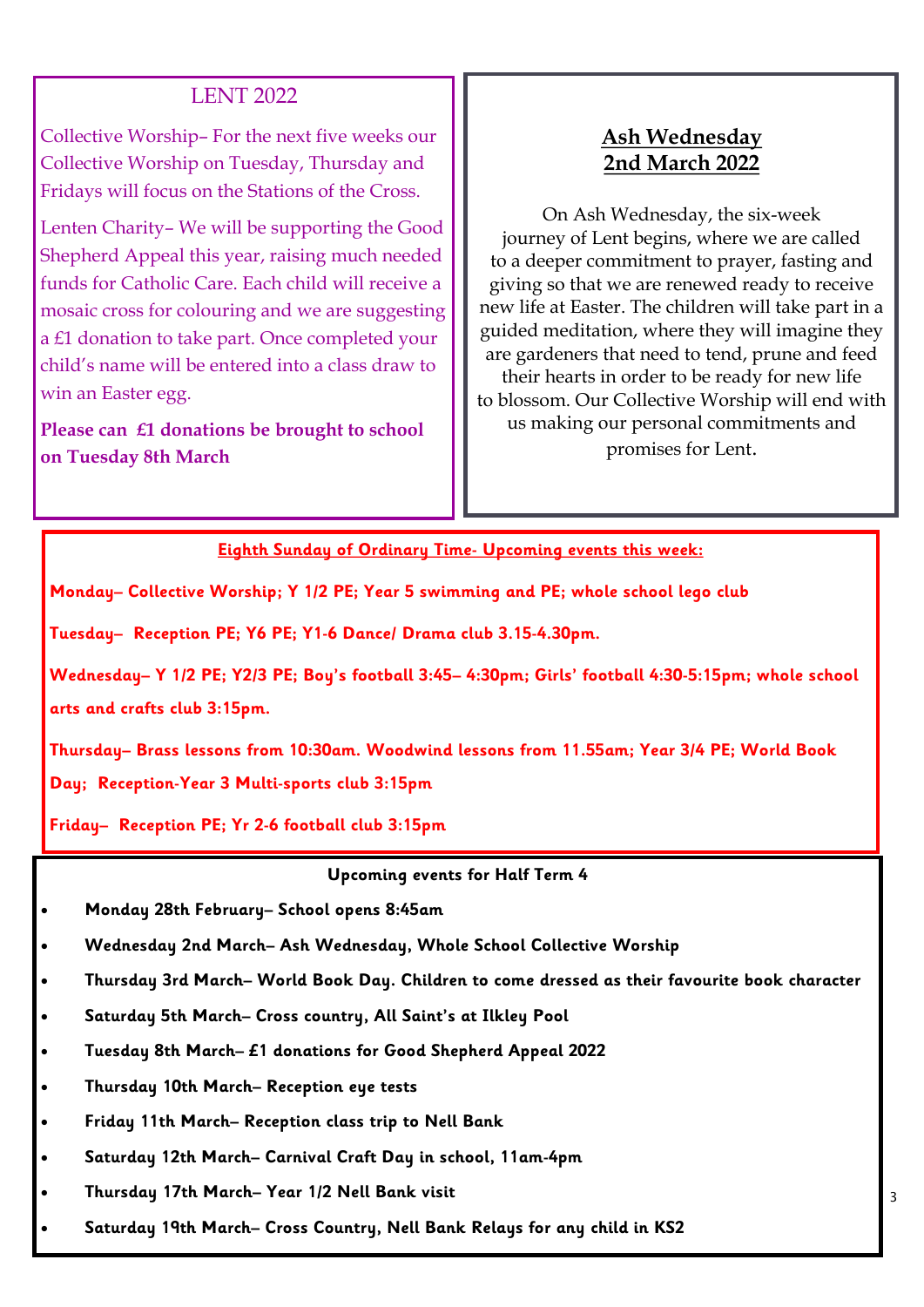## LENT 2022

Collective Worship– For the next five weeks our Collective Worship on Tuesday, Thursday and Fridays will focus on the Stations of the Cross.

Lenten Charity– We will be supporting the Good Shepherd Appeal this year, raising much needed funds for Catholic Care. Each child will receive a mosaic cross for colouring and we are suggesting a £1 donation to take part. Once completed your child's name will be entered into a class draw to win an Easter egg.

**Please can £1 donations be brought to school on Tuesday 8th March**

## Ash Wednesday 2nd March 2022

On Ash Wednesday, the six-week journey of Lent begins, where we are called to a deeper commitment to prayer, fasting and giving so that we are renewed ready to receive new life at Easter. The children will take part in a guided meditation, where they will imagine they are gardeners that need to tend, prune and feed their hearts in order to be ready for new life to blossom. Our Collective Worship will end with us making our personal commitments and promises for Lent.

### Eighth Sunday of Ordinary Time- Upcoming events this week:

**Monday– Collective Worship; Y 1/2 PE; Year 5 swimming and PE; whole school lego club**

**Tuesday– Reception PE; Y6 PE; Y1-6 Dance/ Drama club 3.15-4.30pm.**

**Wednesday– Y 1/2 PE; Y2/3 PE; Boy's football 3:45– 4:30pm; Girls' football 4:30-5:15pm; whole school arts and crafts club 3:15pm.**

**Thursday– Brass lessons from 10:30am. Woodwind lessons from 11.55am; Year 3/4 PE; World Book Day; Reception-Year 3 Multi-sports club 3:15pm**

**Friday– Reception PE; Yr 2-6 football club 3:15pm**

### Upcoming events for Half Term 4

- **Monday 28th February– School opens 8:45am**
- **Wednesday 2nd March– Ash Wednesday, Whole School Collective Worship**
- **Thursday 3rd March– World Book Day. Children to come dressed as their favourite book character**
- **Saturday 5th March– Cross country, All Saint's at Ilkley Pool**
- **Tuesday 8th March– £1 donations for Good Shepherd Appeal 2022**
- **Thursday 10th March– Reception eye tests**
- **Friday 11th March– Reception class trip to Nell Bank**
- **Saturday 12th March– Carnival Craft Day in school, 11am-4pm**
- **Thursday 17th March– Year 1/2 Nell Bank visit**
- **Saturday 19th March– Cross Country, Nell Bank Relays for any child in KS2**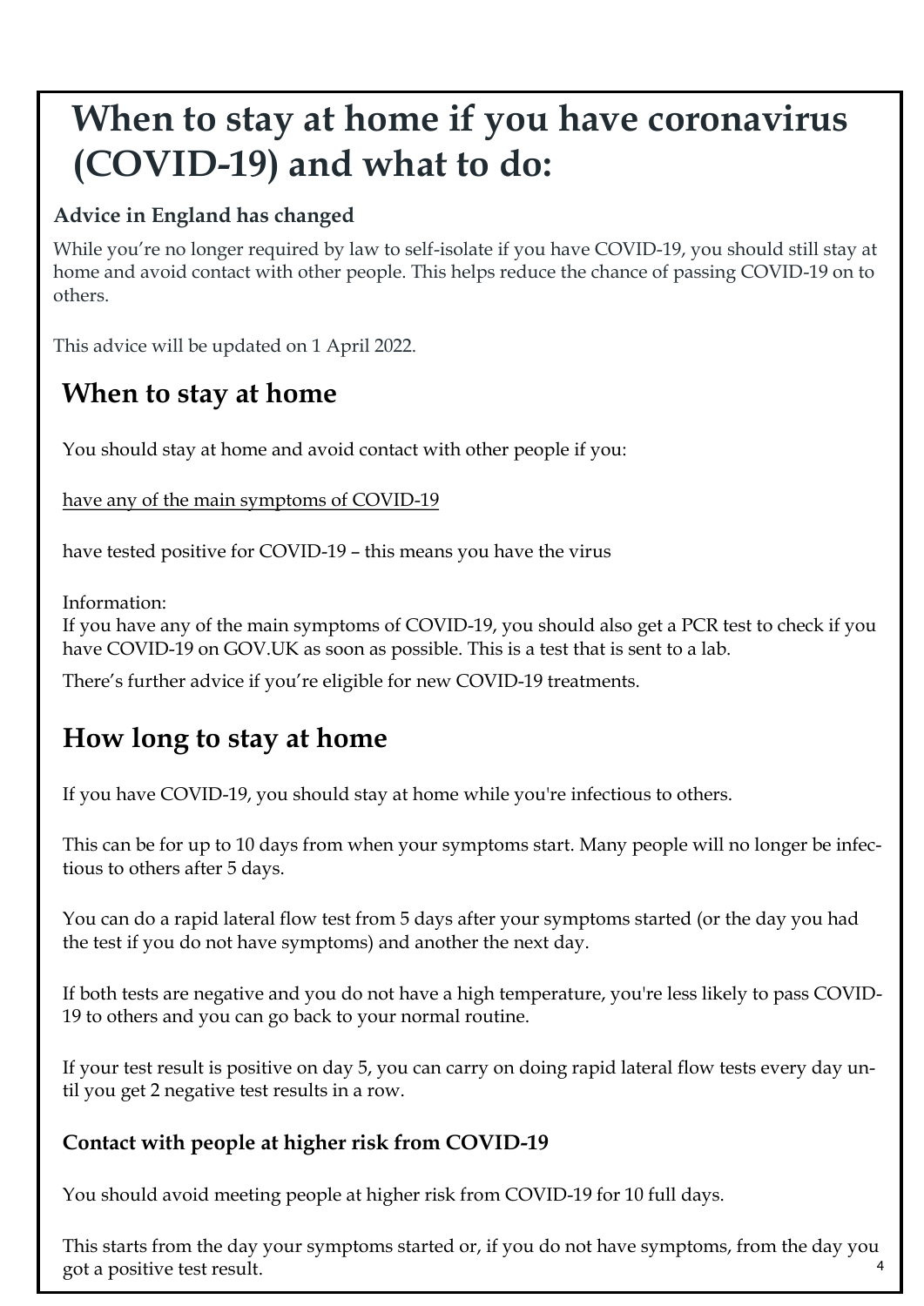# When to stay at home if you have coronavirus (COVID-19) and what to do:

**Advice in England has changed**

While you're no longer required by law to self-isolate if you have COVID-19, you should still stay at home and avoid contact with other people. This helps reduce the chance of passing COVID-19 on to others.

This advice will be updated on 1 April 2022.

## When to stay at home

You should stay at home and avoid contact with other people if you:

have any of the main symptoms of COVID-19

have tested positive for COVID-19 – this means you have the virus

Information:
If you have any of the main symptoms of COVID-19, you should also get a PCR test to check if you have COVID-19 on GOV.UK as soon as possible. This is a test that is sent to a lab.

There's further advice if you're eligible for new COVID-19 treatments.

## How long to stay at home

If you have COVID-19, you should stay at home while you're infectious to others.

This can be for up to 10 days from when your symptoms start. Many people will no longer be infectious to others after 5 days.

You can do a rapid lateral flow test from 5 days after your symptoms started (or the day you had the test if you do not have symptoms) and another the next day.

If both tests are negative and you do not have a high temperature, you're less likely to pass COVID-19 to others and you can go back to your normal routine.

If your test result is positive on day 5, you can carry on doing rapid lateral flow tests every day until you get 2 negative test results in a row.

### Contact with people at higher risk from COVID-19

You should avoid meeting people at higher risk from COVID-19 for 10 full days.

This starts from the day your symptoms started or, if you do not have symptoms, from the day you got a positive test result.